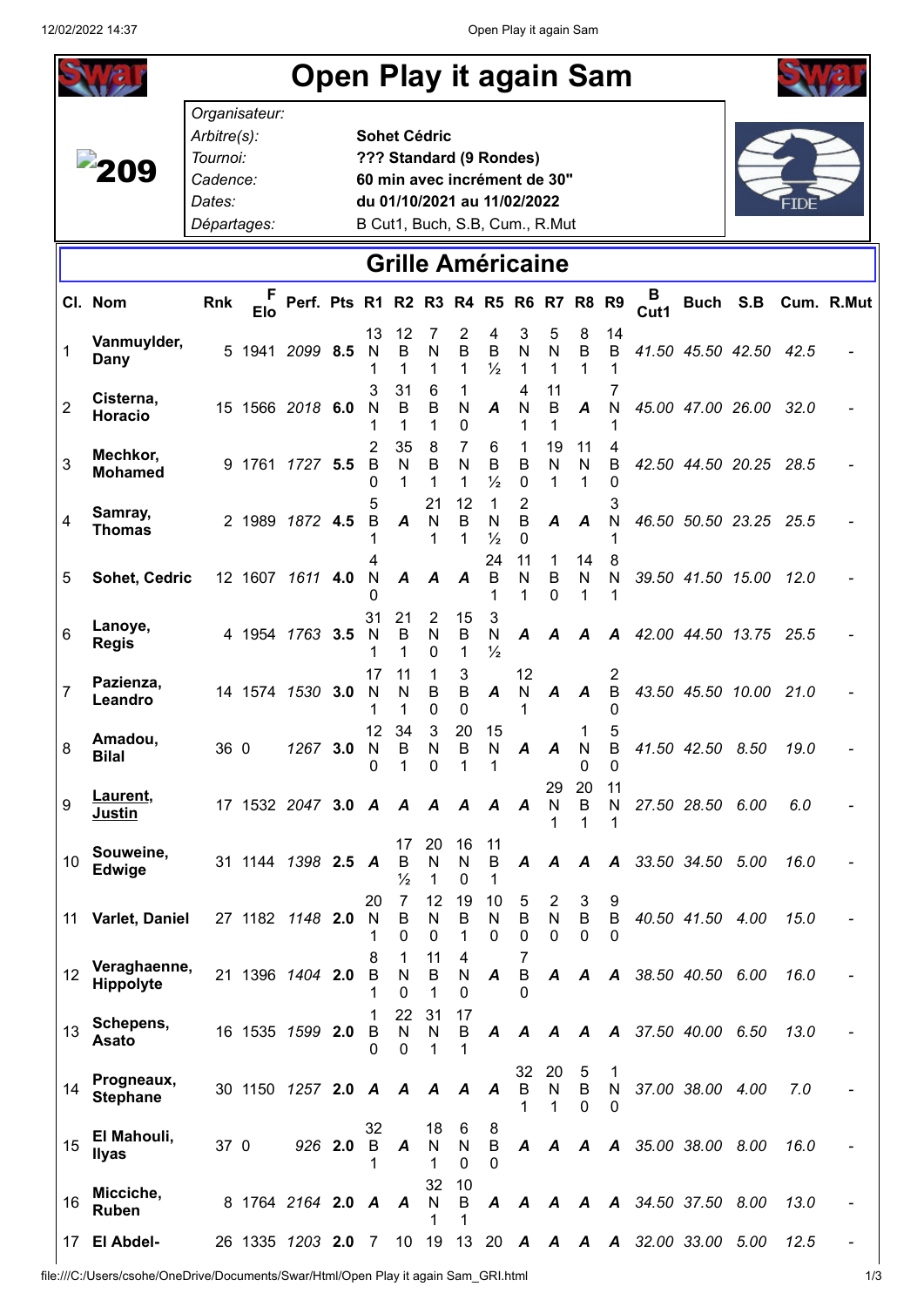# Open Play it again Sam

| | |
|---|---|
| *Organisateur:* | |
| *Arbitre(s):* | **Sohet Cédric** |
| *Tournoi:* | **??? Standard (9 Rondes)** |
| *Cadence:* | **60 min avec incrément de 30"** |
| *Dates:* | **du 01/10/2021 au 11/02/2022** |
| *Départages:* | B Cut1, Buch, S.B, Cum., R.Mut |

**209**

## Grille Américaine

| Cl. | Nom | Rnk | F Elo | Perf. | Pts | R1 | R2 | R3 | R4 | R5 | R6 | R7 | R8 | R9 | B Cut1 | Buch | S.B | Cum. | R.Mut |
|---|---|---|---|---|---|---|---|---|---|---|---|---|---|---|---|---|---|---|---|
| 1 | Vanmuylder, Dany | 5 | 1941 | *2099* | **8.5** | 13 N 1 | 12 B 1 | 7 N 1 | 2 B 1 | 4 B ½ | 3 N 1 | 5 N 1 | 8 B 1 | 14 B 1 | *41.50* | *45.50* | *42.50* | *42.5* | - |
| 2 | Cisterna, Horacio | 15 | 1566 | *2018* | **6.0** | 3 N 1 | 31 B 1 | 6 B 1 | 1 N 0 | *A* | 4 N 1 | 11 B 1 | *A* | 7 N 1 | *45.00* | *47.00* | *26.00* | *32.0* | - |
| 3 | Mechkor, Mohamed | 9 | 1761 | *1727* | **5.5** | 2 B 0 | 35 N 1 | 8 B 1 | 7 N 1 | 6 B ½ | 1 B 0 | 19 N 1 | 11 N 1 | 4 B 0 | *42.50* | *44.50* | *20.25* | *28.5* | - |
| 4 | Samray, Thomas | 2 | 1989 | *1872* | **4.5** | 5 B 1 | *A* | 21 N 1 | 12 B 1 | 1 N ½ | 2 B 0 | *A* | *A* | 3 N 1 | *46.50* | *50.50* | *23.25* | *25.5* | - |
| 5 | Sohet, Cedric | 12 | 1607 | *1611* | **4.0** | 4 N 0 | *A* | *A* | *A* | 24 B 1 | 11 N 1 | 1 B 0 | 14 N 1 | 8 N 1 | *39.50* | *41.50* | *15.00* | *12.0* | - |
| 6 | Lanoye, Regis | 4 | 1954 | *1763* | **3.5** | 31 N 1 | 21 B 1 | 2 N 0 | 15 B 1 | 3 N ½ | *A* | *A* | *A* | *A* | *42.00* | *44.50* | *13.75* | *25.5* | - |
| 7 | Pazienza, Leandro | 14 | 1574 | *1530* | **3.0** | 17 N 1 | 11 N 1 | 1 B 0 | 3 B 0 | *A* | 12 N 1 | *A* | *A* | 2 B 0 | *43.50* | *45.50* | *10.00* | *21.0* | - |
| 8 | Amadou, Bilal | 36 | 0 | *1267* | **3.0** | 12 N 0 | 34 B 1 | 3 N 0 | 20 B 1 | 15 N 1 | *A* | *A* | 1 N 0 | 5 B 0 | *41.50* | *42.50* | *8.50* | *19.0* | - |
| 9 | Laurent, Justin | 17 | 1532 | *2047* | **3.0** | *A* | *A* | *A* | *A* | *A* | *A* | 29 N 1 | 20 B 1 | 11 N 1 | *27.50* | *28.50* | *6.00* | *6.0* | - |
| 10 | Souweine, Edwige | 31 | 1144 | *1398* | **2.5** | *A* | 17 B ½ | 20 N 1 | 16 N 0 | 11 B 1 | *A* | *A* | *A* | *A* | *33.50* | *34.50* | *5.00* | *16.0* | - |
| 11 | Varlet, Daniel | 27 | 1182 | *1148* | **2.0** | 20 N 1 | 7 B 0 | 12 N 0 | 19 B 1 | 10 N 0 | 5 B 0 | 2 N 0 | 3 B 0 | 9 B 0 | *40.50* | *41.50* | *4.00* | *15.0* | - |
| 12 | Veraghaenne, Hippolyte | 21 | 1396 | *1404* | **2.0** | 8 B 1 | 1 N 0 | 11 B 1 | 4 N 0 | *A* | 7 B 0 | *A* | *A* | *A* | *38.50* | *40.50* | *6.00* | *16.0* | - |
| 13 | Schepens, Asato | 16 | 1535 | *1599* | **2.0** | 1 B 0 | 22 N 0 | 31 N 1 | 17 B 1 | *A* | *A* | *A* | *A* | *A* | *37.50* | *40.00* | *6.50* | *13.0* | - |
| 14 | Progneaux, Stephane | 30 | 1150 | *1257* | **2.0** | *A* | *A* | *A* | *A* | *A* | 32 B 1 | 20 N 1 | 5 B 0 | 1 N 0 | *37.00* | *38.00* | *4.00* | *7.0* | - |
| 15 | El Mahouli, Ilyas | 37 | 0 | *926* | **2.0** | 32 B 1 | *A* | 18 N 1 | 6 N 0 | 8 B 0 | *A* | *A* | *A* | *A* | *35.00* | *38.00* | *8.00* | *16.0* | - |
| 16 | Micciche, Ruben | 8 | 1764 | *2164* | **2.0** | *A* | *A* | 32 N 1 | 10 B 1 | *A* | *A* | *A* | *A* | *A* | *34.50* | *37.50* | *8.00* | *13.0* | - |
| 17 | El Abdel- | 26 | 1335 | *1203* | **2.0** | 7 | 10 | 19 | 13 | 20 | *A* | *A* | *A* | *A* | *32.00* | *33.00* | *5.00* | *12.5* | - |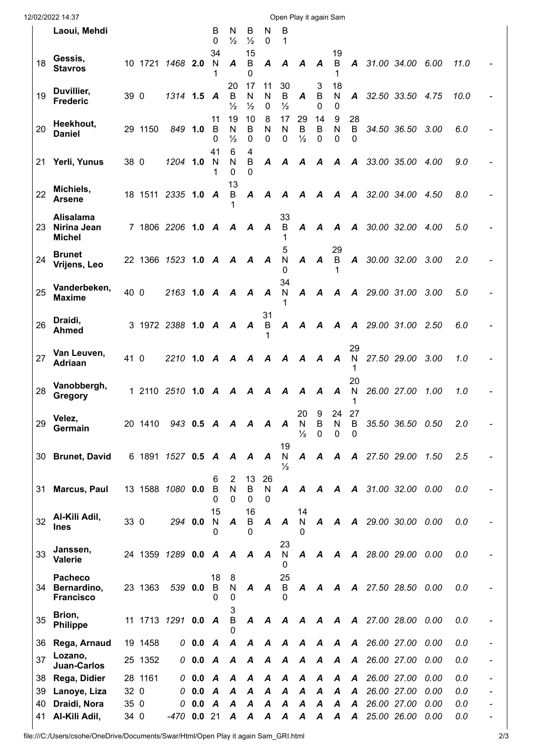| | | | | | | | | | | | | | | | | | | | |
|---|---|---|---|---|---|---|---|---|---|---|---|---|---|---|---|---|---|---|---|
| | Laoui, Mehdi | | | | | B 0 | N ½ | B ½ | N 0 | B 1 | | | | | | | | | |
| 18 | Gessis, Stavros | 10 | 1721 | 1468 | 2.0 | 34 N 1 | A | 15 B 0 | A | A | A | A | 19 B 1 | A | 31.00 | 34.00 | 6.00 | 11.0 | - |
| 19 | Duvillier, Frederic | 39 | 0 | 1314 | 1.5 | A | 20 B ½ | 17 N ½ | 11 N 0 | 30 B ½ | A | 3 B 0 | 18 N 0 | A | 32.50 | 33.50 | 4.75 | 10.0 | - |
| 20 | Heekhout, Daniel | 29 | 1150 | 849 | 1.0 | 11 B 0 | 19 N ½ | 10 B 0 | 8 N 0 | 17 N 0 | 29 B ½ | 14 B 0 | 9 N 0 | 28 B 0 | 34.50 | 36.50 | 3.00 | 6.0 | - |
| 21 | Yerli, Yunus | 38 | 0 | 1204 | 1.0 | 41 N 1 | 6 N 0 | 4 B 0 | A | A | A | A | A | A | 33.00 | 35.00 | 4.00 | 9.0 | - |
| 22 | Michiels, Arsene | 18 | 1511 | 2335 | 1.0 | A | 13 B 1 | A | A | A | A | A | A | A | 32.00 | 34.00 | 4.50 | 8.0 | - |
| 23 | Alisalama Nirina Jean Michel | 7 | 1806 | 2206 | 1.0 | A | A | A | A | 33 B 1 | A | A | A | A | 30.00 | 32.00 | 4.00 | 5.0 | - |
| 24 | Brunet Vrijens, Leo | 22 | 1366 | 1523 | 1.0 | A | A | A | A | 5 N 0 | A | A | 29 B 1 | A | 30.00 | 32.00 | 3.00 | 2.0 | - |
| 25 | Vanderbeken, Maxime | 40 | 0 | 2163 | 1.0 | A | A | A | A | 34 N 1 | A | A | A | A | 29.00 | 31.00 | 3.00 | 5.0 | - |
| 26 | Draidi, Ahmed | 3 | 1972 | 2388 | 1.0 | A | A | A | 31 B 1 | A | A | A | A | A | 29.00 | 31.00 | 2.50 | 6.0 | - |
| 27 | Van Leuven, Adriaan | 41 | 0 | 2210 | 1.0 | A | A | A | A | A | A | A | A | 29 N 1 | 27.50 | 29.00 | 3.00 | 1.0 | - |
| 28 | Vanobbergh, Gregory | 1 | 2110 | 2510 | 1.0 | A | A | A | A | A | A | A | A | 20 N 1 | 26.00 | 27.00 | 1.00 | 1.0 | - |
| 29 | Velez, Germain | 20 | 1410 | 943 | 0.5 | A | A | A | A | A | 20 N ½ | 9 B 0 | 24 N 0 | 27 B 0 | 35.50 | 36.50 | 0.50 | 2.0 | - |
| 30 | Brunet, David | 6 | 1891 | 1527 | 0.5 | A | A | A | A | 19 N ½ | A | A | A | A | 27.50 | 29.00 | 1.50 | 2.5 | - |
| 31 | Marcus, Paul | 13 | 1588 | 1080 | 0.0 | 6 B 0 | 2 N 0 | 13 B 0 | 26 N 0 | A | A | A | A | A | 31.00 | 32.00 | 0.00 | 0.0 | - |
| 32 | Al-Kili Adil, Ines | 33 | 0 | 294 | 0.0 | 15 N 0 | A | 16 B 0 | A | A | 14 N 0 | A | A | A | 29.00 | 30.00 | 0.00 | 0.0 | - |
| 33 | Janssen, Valerie | 24 | 1359 | 1289 | 0.0 | A | A | A | A | 23 N 0 | A | A | A | A | 28.00 | 29.00 | 0.00 | 0.0 | - |
| 34 | Pacheco Bernardino, Francisco | 23 | 1363 | 539 | 0.0 | 18 B 0 | 8 N 0 | A | A | 25 B 0 | A | A | A | A | 27.50 | 28.50 | 0.00 | 0.0 | - |
| 35 | Brion, Philippe | 11 | 1713 | 1291 | 0.0 | A | 3 B 0 | A | A | A | A | A | A | A | 27.00 | 28.00 | 0.00 | 0.0 | - |
| 36 | Rega, Arnaud | 19 | 1458 | 0 | 0.0 | A | A | A | A | A | A | A | A | A | 26.00 | 27.00 | 0.00 | 0.0 | - |
| 37 | Lozano, Juan-Carlos | 25 | 1352 | 0 | 0.0 | A | A | A | A | A | A | A | A | A | 26.00 | 27.00 | 0.00 | 0.0 | - |
| 38 | Rega, Didier | 28 | 1161 | 0 | 0.0 | A | A | A | A | A | A | A | A | A | 26.00 | 27.00 | 0.00 | 0.0 | - |
| 39 | Lanoye, Liza | 32 | 0 | 0 | 0.0 | A | A | A | A | A | A | A | A | A | 26.00 | 27.00 | 0.00 | 0.0 | - |
| 40 | Draidi, Nora | 35 | 0 | 0 | 0.0 | A | A | A | A | A | A | A | A | A | 26.00 | 27.00 | 0.00 | 0.0 | - |
| 41 | Al-Kili Adil, | 34 | 0 | -470 | 0.0 | 21 | A | A | A | A | A | A | A | A | 25.00 | 26.00 | 0.00 | 0.0 | - |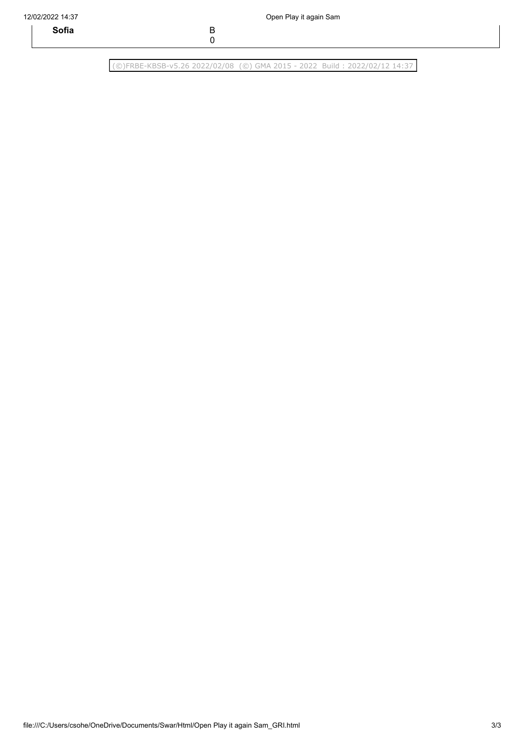| | |
|---|---|
| **Sofia** | B<br>0 |

(©)FRBE-KBSB-v5.26 2022/02/08 (©) GMA 2015 - 2022 Build : 2022/02/12 14:37